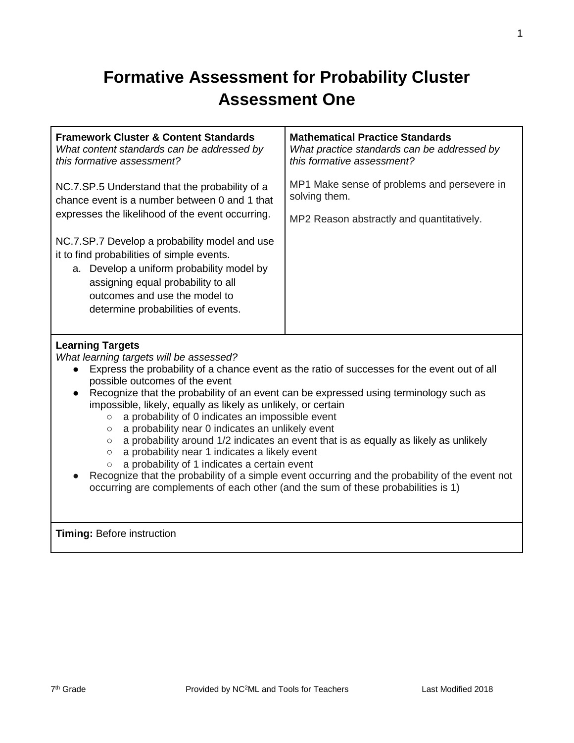# Formative Assessment for Probability Cluster Assessment One

| **Framework Cluster & Content Standards**<br>*What content standards can be addressed by this formative assessment?*<br><br>NC.7.SP.5 Understand that the probability of a chance event is a number between 0 and 1 that expresses the likelihood of the event occurring.<br><br>NC.7.SP.7 Develop a probability model and use it to find probabilities of simple events.<br>a. Develop a uniform probability model by assigning equal probability to all outcomes and use the model to determine probabilities of events. | **Mathematical Practice Standards**<br>*What practice standards can be addressed by this formative assessment?*<br><br>MP1 Make sense of problems and persevere in solving them.<br><br>MP2 Reason abstractly and quantitatively. |
| --- | --- |

**Learning Targets**
*What learning targets will be assessed?*

- Express the probability of a chance event as the ratio of successes for the event out of all possible outcomes of the event
- Recognize that the probability of an event can be expressed using terminology such as impossible, likely, equally as likely as unlikely, or certain
  - a probability of 0 indicates an impossible event
  - a probability near 0 indicates an unlikely event
  - a probability around 1/2 indicates an event that is as equally as likely as unlikely
  - a probability near 1 indicates a likely event
  - a probability of 1 indicates a certain event
- Recognize that the probability of a simple event occurring and the probability of the event not occurring are complements of each other (and the sum of these probabilities is 1)

**Timing:** Before instruction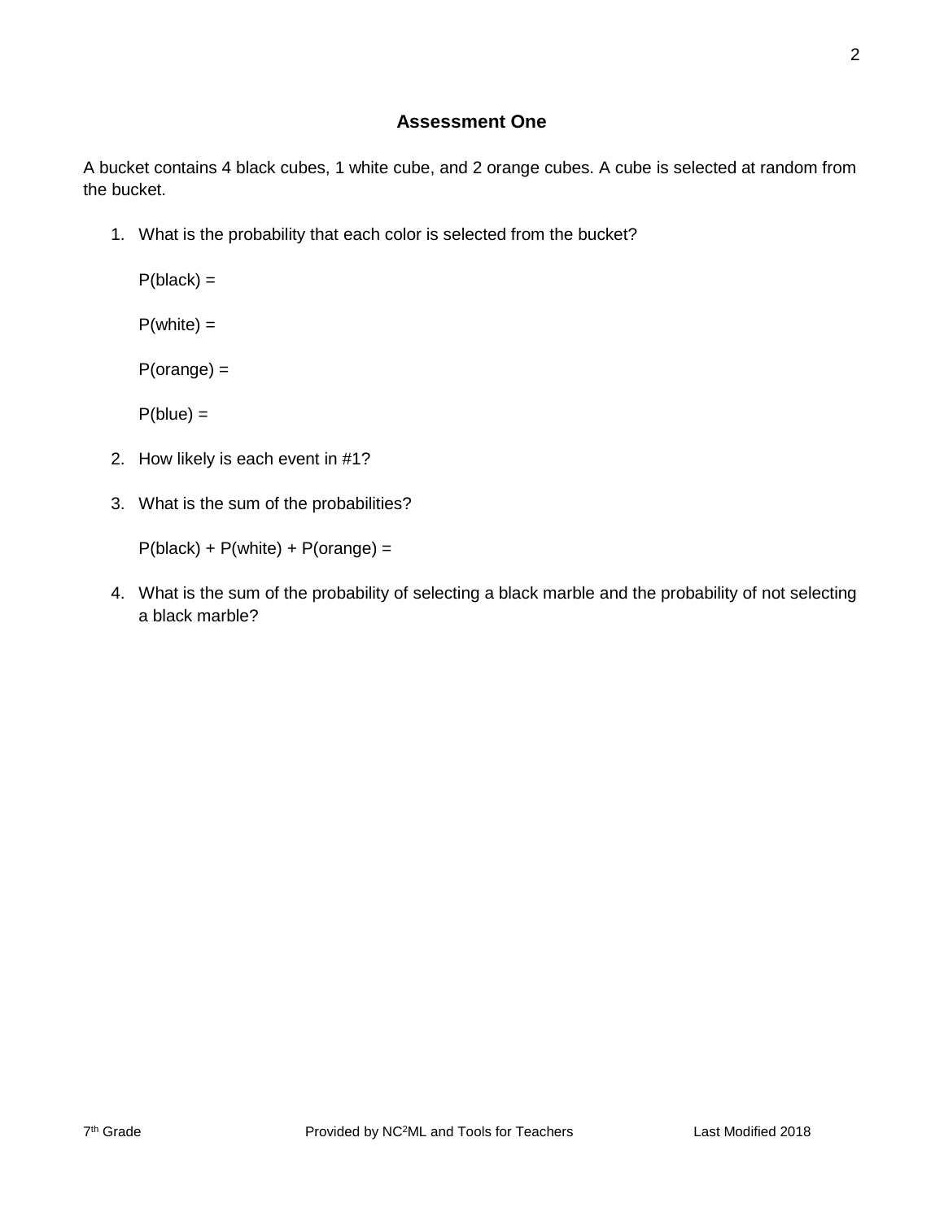## Assessment One

A bucket contains 4 black cubes, 1 white cube, and 2 orange cubes. A cube is selected at random from the bucket.

1. What is the probability that each color is selected from the bucket?

   P(black) =

   P(white) =

   P(orange) =

   P(blue) =

2. How likely is each event in #1?

3. What is the sum of the probabilities?

   P(black) + P(white) + P(orange) =

4. What is the sum of the probability of selecting a black marble and the probability of not selecting a black marble?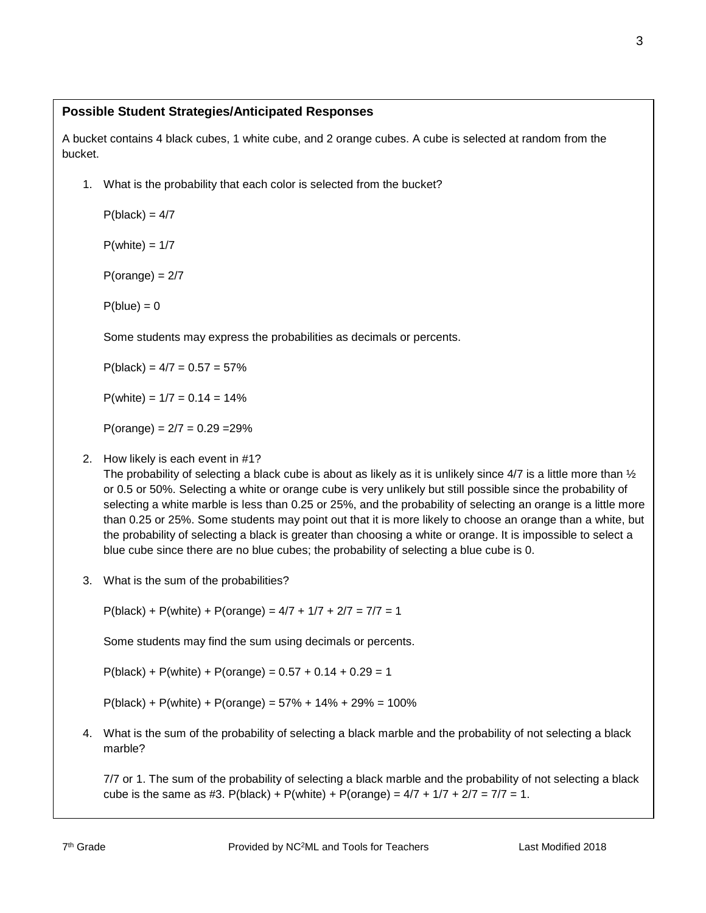**Possible Student Strategies/Anticipated Responses**

A bucket contains 4 black cubes, 1 white cube, and 2 orange cubes. A cube is selected at random from the bucket.

1. What is the probability that each color is selected from the bucket?

   P(black) = 4/7

   P(white) = 1/7

   P(orange) = 2/7

   P(blue) = 0

   Some students may express the probabilities as decimals or percents.

   P(black) = 4/7 = 0.57 = 57%

   P(white) = 1/7 = 0.14 = 14%

   P(orange) = 2/7 = 0.29 =29%

2. How likely is each event in #1?
   The probability of selecting a black cube is about as likely as it is unlikely since 4/7 is a little more than ½ or 0.5 or 50%. Selecting a white or orange cube is very unlikely but still possible since the probability of selecting a white marble is less than 0.25 or 25%, and the probability of selecting an orange is a little more than 0.25 or 25%. Some students may point out that it is more likely to choose an orange than a white, but the probability of selecting a black is greater than choosing a white or orange. It is impossible to select a blue cube since there are no blue cubes; the probability of selecting a blue cube is 0.

3. What is the sum of the probabilities?

   P(black) + P(white) + P(orange) = 4/7 + 1/7 + 2/7 = 7/7 = 1

   Some students may find the sum using decimals or percents.

   P(black) + P(white) + P(orange) = 0.57 + 0.14 + 0.29 = 1

   P(black) + P(white) + P(orange) = 57% + 14% + 29% = 100%

4. What is the sum of the probability of selecting a black marble and the probability of not selecting a black marble?

   7/7 or 1. The sum of the probability of selecting a black marble and the probability of not selecting a black cube is the same as #3. P(black) + P(white) + P(orange) = 4/7 + 1/7 + 2/7 = 7/7 = 1.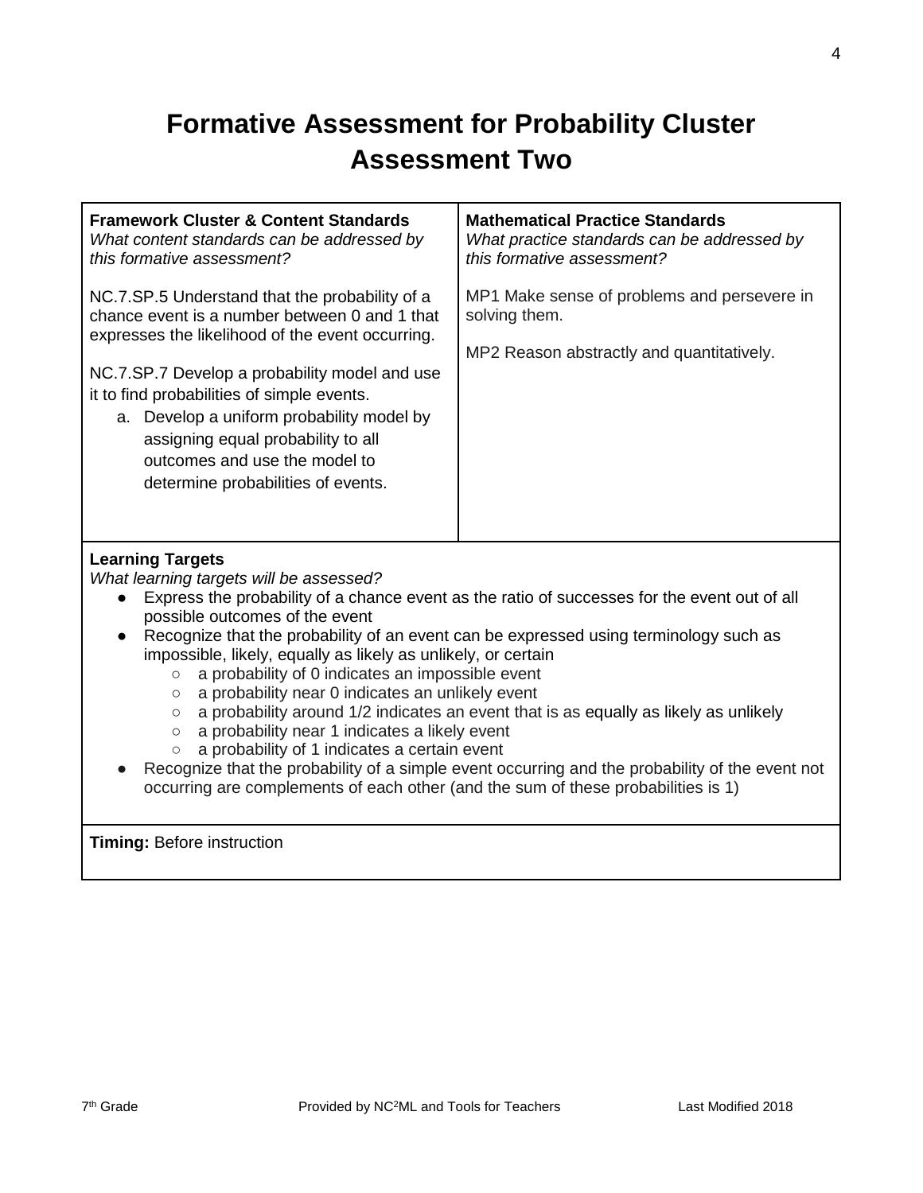# Formative Assessment for Probability Cluster Assessment Two

| **Framework Cluster & Content Standards**<br>*What content standards can be addressed by this formative assessment?*<br><br>NC.7.SP.5 Understand that the probability of a chance event is a number between 0 and 1 that expresses the likelihood of the event occurring.<br><br>NC.7.SP.7 Develop a probability model and use it to find probabilities of simple events.<br>a. Develop a uniform probability model by assigning equal probability to all outcomes and use the model to determine probabilities of events. | **Mathematical Practice Standards**<br>*What practice standards can be addressed by this formative assessment?*<br><br>MP1 Make sense of problems and persevere in solving them.<br><br>MP2 Reason abstractly and quantitatively. |
|---|---|

**Learning Targets**
*What learning targets will be assessed?*

- Express the probability of a chance event as the ratio of successes for the event out of all possible outcomes of the event
- Recognize that the probability of an event can be expressed using terminology such as impossible, likely, equally as likely as unlikely, or certain
  - a probability of 0 indicates an impossible event
  - a probability near 0 indicates an unlikely event
  - a probability around 1/2 indicates an event that is as equally as likely as unlikely
  - a probability near 1 indicates a likely event
  - a probability of 1 indicates a certain event
- Recognize that the probability of a simple event occurring and the probability of the event not occurring are complements of each other (and the sum of these probabilities is 1)

**Timing:** Before instruction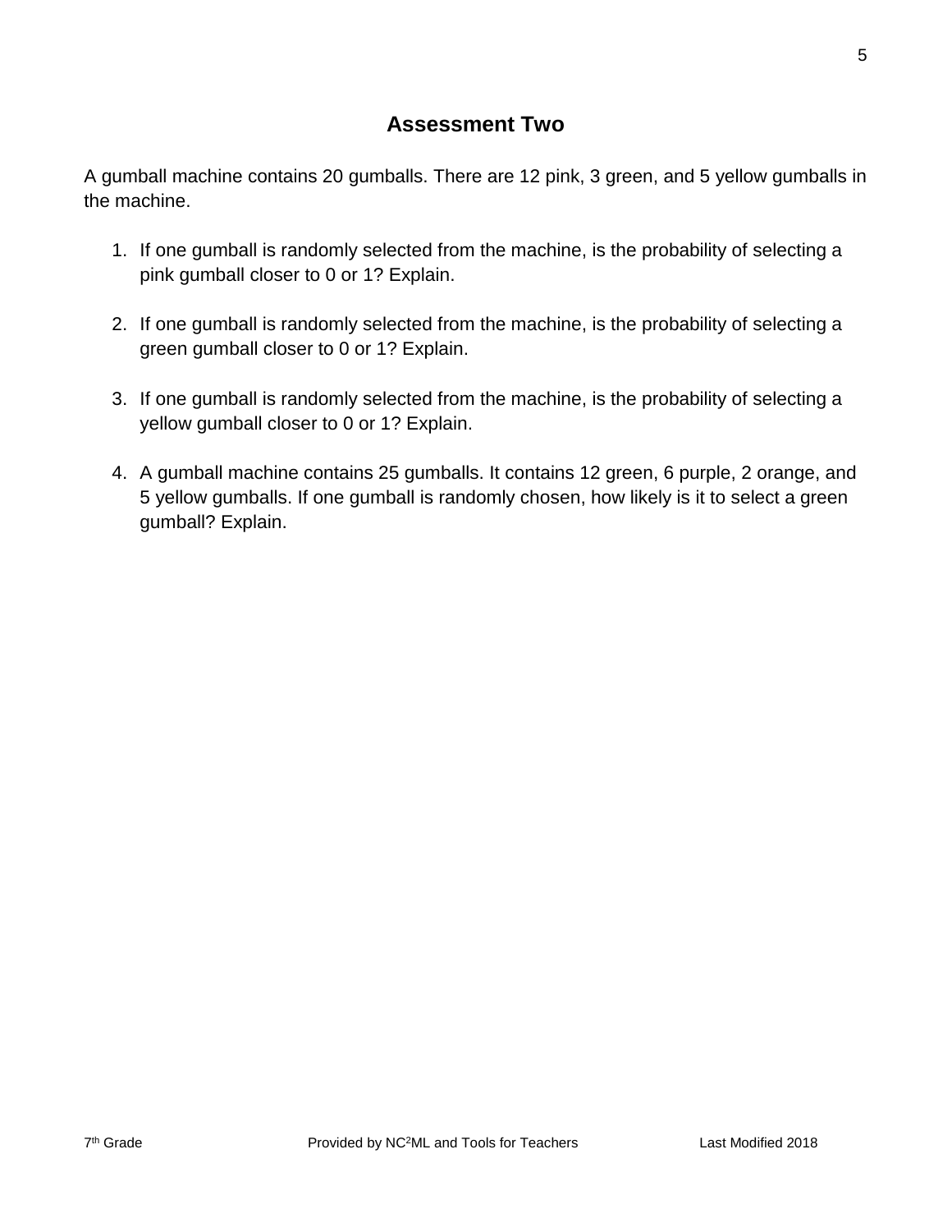## Assessment Two

A gumball machine contains 20 gumballs. There are 12 pink, 3 green, and 5 yellow gumballs in the machine.

1. If one gumball is randomly selected from the machine, is the probability of selecting a pink gumball closer to 0 or 1? Explain.

2. If one gumball is randomly selected from the machine, is the probability of selecting a green gumball closer to 0 or 1? Explain.

3. If one gumball is randomly selected from the machine, is the probability of selecting a yellow gumball closer to 0 or 1? Explain.

4. A gumball machine contains 25 gumballs. It contains 12 green, 6 purple, 2 orange, and 5 yellow gumballs. If one gumball is randomly chosen, how likely is it to select a green gumball? Explain.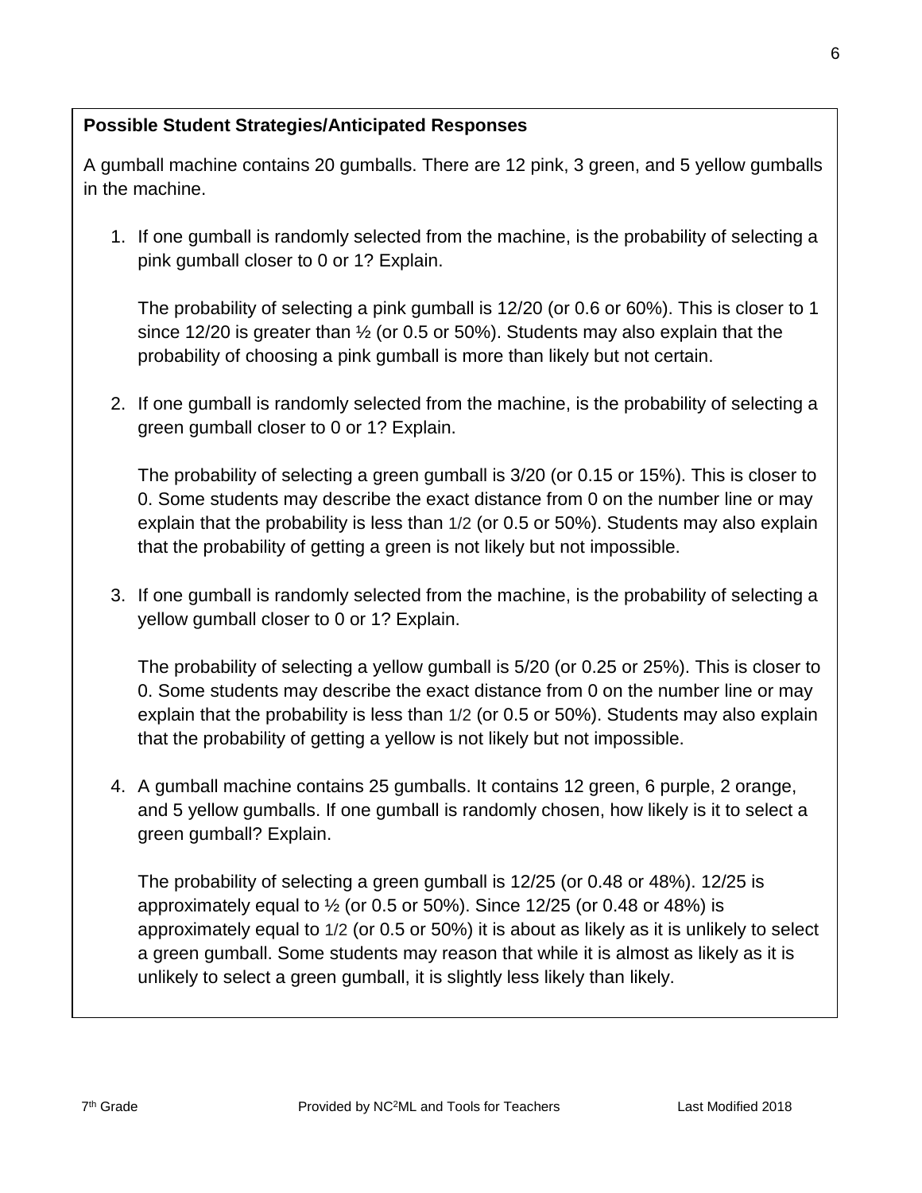**Possible Student Strategies/Anticipated Responses**

A gumball machine contains 20 gumballs. There are 12 pink, 3 green, and 5 yellow gumballs in the machine.

1. If one gumball is randomly selected from the machine, is the probability of selecting a pink gumball closer to 0 or 1? Explain.

   The probability of selecting a pink gumball is 12/20 (or 0.6 or 60%). This is closer to 1 since 12/20 is greater than ½ (or 0.5 or 50%). Students may also explain that the probability of choosing a pink gumball is more than likely but not certain.

2. If one gumball is randomly selected from the machine, is the probability of selecting a green gumball closer to 0 or 1? Explain.

   The probability of selecting a green gumball is 3/20 (or 0.15 or 15%). This is closer to 0. Some students may describe the exact distance from 0 on the number line or may explain that the probability is less than 1/2 (or 0.5 or 50%). Students may also explain that the probability of getting a green is not likely but not impossible.

3. If one gumball is randomly selected from the machine, is the probability of selecting a yellow gumball closer to 0 or 1? Explain.

   The probability of selecting a yellow gumball is 5/20 (or 0.25 or 25%). This is closer to 0. Some students may describe the exact distance from 0 on the number line or may explain that the probability is less than 1/2 (or 0.5 or 50%). Students may also explain that the probability of getting a yellow is not likely but not impossible.

4. A gumball machine contains 25 gumballs. It contains 12 green, 6 purple, 2 orange, and 5 yellow gumballs. If one gumball is randomly chosen, how likely is it to select a green gumball? Explain.

   The probability of selecting a green gumball is 12/25 (or 0.48 or 48%). 12/25 is approximately equal to ½ (or 0.5 or 50%). Since 12/25 (or 0.48 or 48%) is approximately equal to 1/2 (or 0.5 or 50%) it is about as likely as it is unlikely to select a green gumball. Some students may reason that while it is almost as likely as it is unlikely to select a green gumball, it is slightly less likely than likely.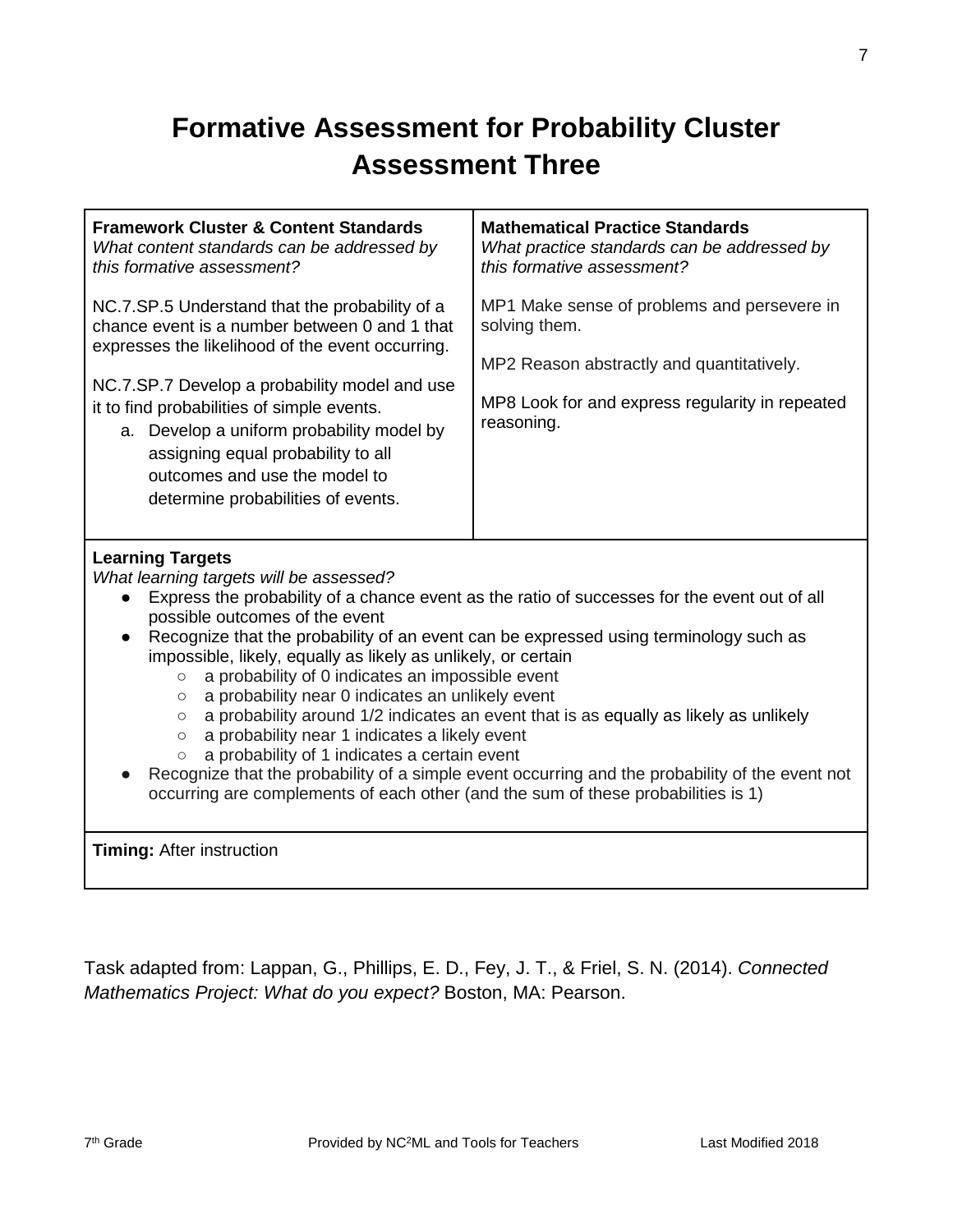# Formative Assessment for Probability Cluster Assessment Three

| **Framework Cluster & Content Standards**<br>*What content standards can be addressed by this formative assessment?*<br><br>NC.7.SP.5 Understand that the probability of a chance event is a number between 0 and 1 that expresses the likelihood of the event occurring.<br><br>NC.7.SP.7 Develop a probability model and use it to find probabilities of simple events.<br>a. Develop a uniform probability model by assigning equal probability to all outcomes and use the model to determine probabilities of events. | **Mathematical Practice Standards**<br>*What practice standards can be addressed by this formative assessment?*<br><br>MP1 Make sense of problems and persevere in solving them.<br><br>MP2 Reason abstractly and quantitatively.<br><br>MP8 Look for and express regularity in repeated reasoning. |
|---|---|

**Learning Targets**
*What learning targets will be assessed?*

- Express the probability of a chance event as the ratio of successes for the event out of all possible outcomes of the event
- Recognize that the probability of an event can be expressed using terminology such as impossible, likely, equally as likely as unlikely, or certain
    - a probability of 0 indicates an impossible event
    - a probability near 0 indicates an unlikely event
    - a probability around 1/2 indicates an event that is as equally as likely as unlikely
    - a probability near 1 indicates a likely event
    - a probability of 1 indicates a certain event
- Recognize that the probability of a simple event occurring and the probability of the event not occurring are complements of each other (and the sum of these probabilities is 1)

**Timing:** After instruction

Task adapted from: Lappan, G., Phillips, E. D., Fey, J. T., & Friel, S. N. (2014). *Connected Mathematics Project: What do you expect?* Boston, MA: Pearson.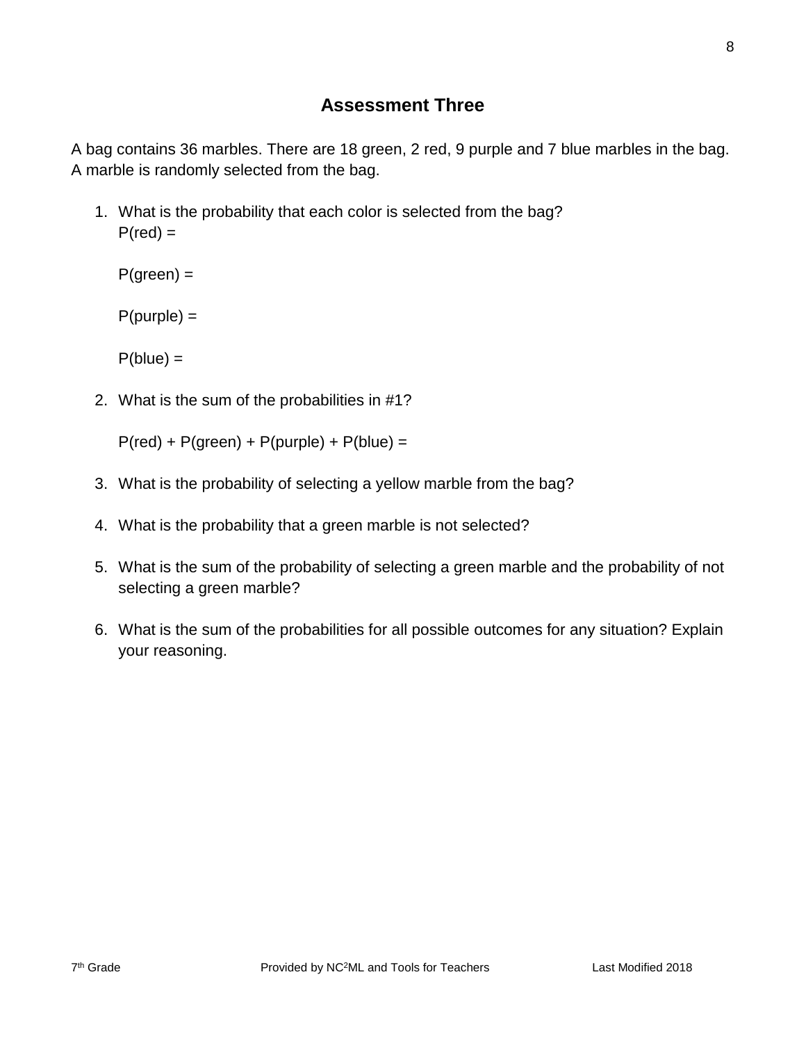## Assessment Three

A bag contains 36 marbles. There are 18 green, 2 red, 9 purple and 7 blue marbles in the bag. A marble is randomly selected from the bag.

1. What is the probability that each color is selected from the bag?
   P(red) =

   P(green) =

   P(purple) =

   P(blue) =

2. What is the sum of the probabilities in #1?

   P(red) + P(green) + P(purple) + P(blue) =

3. What is the probability of selecting a yellow marble from the bag?

4. What is the probability that a green marble is not selected?

5. What is the sum of the probability of selecting a green marble and the probability of not selecting a green marble?

6. What is the sum of the probabilities for all possible outcomes for any situation? Explain your reasoning.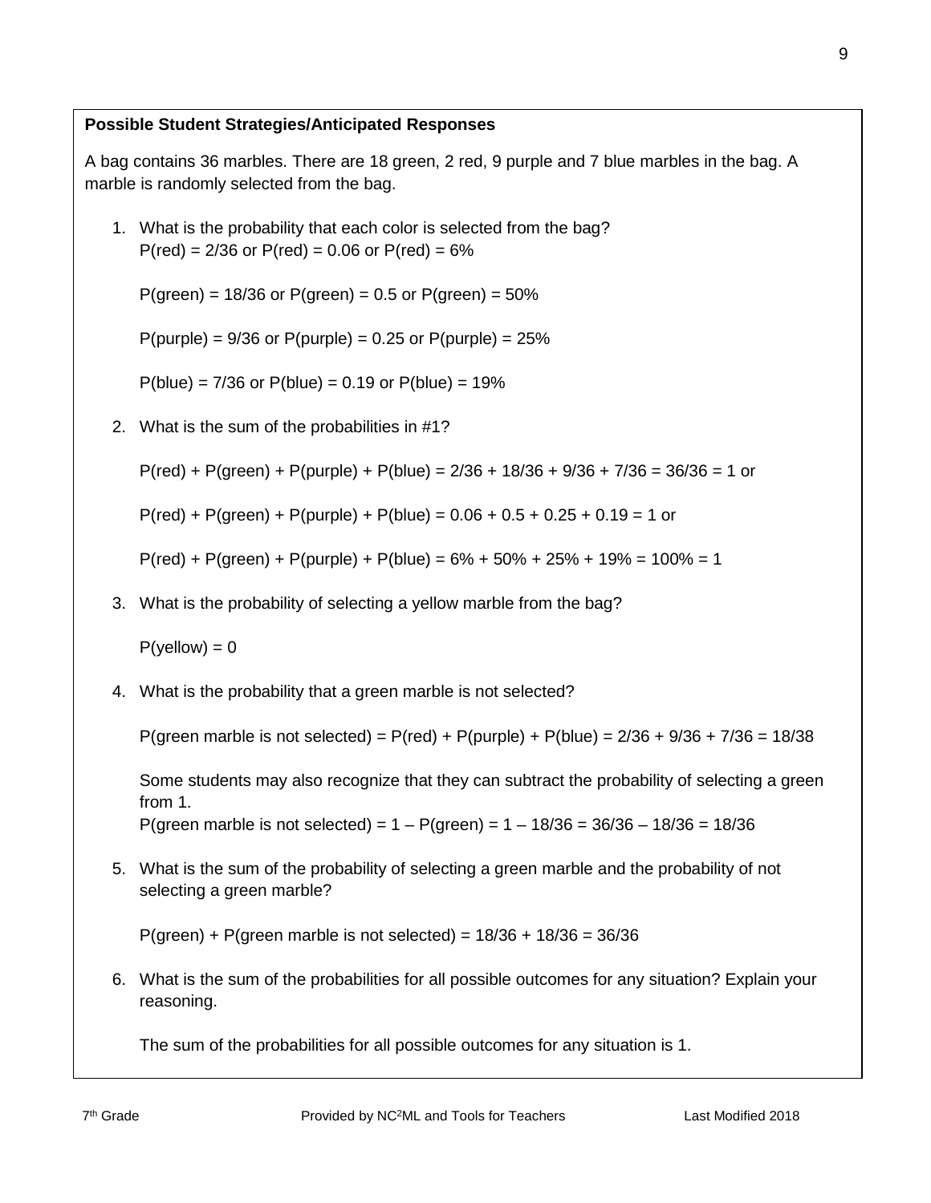**Possible Student Strategies/Anticipated Responses**

A bag contains 36 marbles. There are 18 green, 2 red, 9 purple and 7 blue marbles in the bag. A marble is randomly selected from the bag.

1. What is the probability that each color is selected from the bag?
   P(red) = 2/36 or P(red) = 0.06 or P(red) = 6%

   P(green) = 18/36 or P(green) = 0.5 or P(green) = 50%

   P(purple) = 9/36 or P(purple) = 0.25 or P(purple) = 25%

   P(blue) = 7/36 or P(blue) = 0.19 or P(blue) = 19%

2. What is the sum of the probabilities in #1?

   P(red) + P(green) + P(purple) + P(blue) = 2/36 + 18/36 + 9/36 + 7/36 = 36/36 = 1 or

   P(red) + P(green) + P(purple) + P(blue) = 0.06 + 0.5 + 0.25 + 0.19 = 1 or

   P(red) + P(green) + P(purple) + P(blue) = 6% + 50% + 25% + 19% = 100% = 1

3. What is the probability of selecting a yellow marble from the bag?

   P(yellow) = 0

4. What is the probability that a green marble is not selected?

   P(green marble is not selected) = P(red) + P(purple) + P(blue) = 2/36 + 9/36 + 7/36 = 18/38

   Some students may also recognize that they can subtract the probability of selecting a green from 1.
   P(green marble is not selected) = 1 – P(green) = 1 – 18/36 = 36/36 – 18/36 = 18/36

5. What is the sum of the probability of selecting a green marble and the probability of not selecting a green marble?

   P(green) + P(green marble is not selected) = 18/36 + 18/36 = 36/36

6. What is the sum of the probabilities for all possible outcomes for any situation? Explain your reasoning.

   The sum of the probabilities for all possible outcomes for any situation is 1.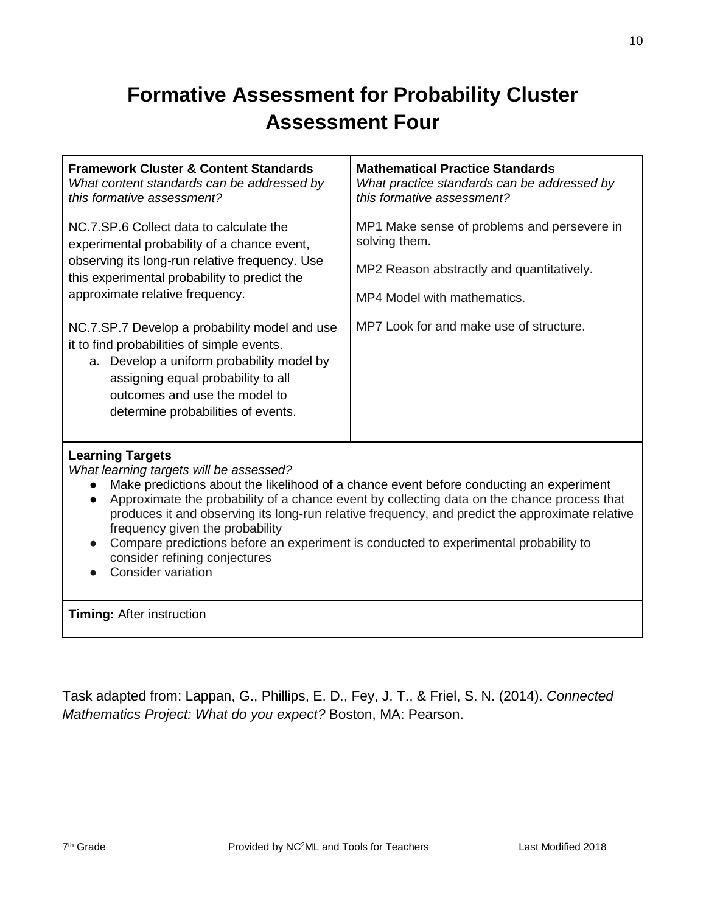# Formative Assessment for Probability Cluster Assessment Four

| **Framework Cluster & Content Standards**<br>*What content standards can be addressed by this formative assessment?* | **Mathematical Practice Standards**<br>*What practice standards can be addressed by this formative assessment?* |
|---|---|
| NC.7.SP.6 Collect data to calculate the experimental probability of a chance event, observing its long-run relative frequency. Use this experimental probability to predict the approximate relative frequency.<br><br>NC.7.SP.7 Develop a probability model and use it to find probabilities of simple events.<br>a. Develop a uniform probability model by assigning equal probability to all outcomes and use the model to determine probabilities of events. | MP1 Make sense of problems and persevere in solving them.<br><br>MP2 Reason abstractly and quantitatively.<br><br>MP4 Model with mathematics.<br><br>MP7 Look for and make use of structure. |

**Learning Targets**
*What learning targets will be assessed?*

- Make predictions about the likelihood of a chance event before conducting an experiment
- Approximate the probability of a chance event by collecting data on the chance process that produces it and observing its long-run relative frequency, and predict the approximate relative frequency given the probability
- Compare predictions before an experiment is conducted to experimental probability to consider refining conjectures
- Consider variation

**Timing:** After instruction

Task adapted from: Lappan, G., Phillips, E. D., Fey, J. T., & Friel, S. N. (2014). *Connected Mathematics Project: What do you expect?* Boston, MA: Pearson.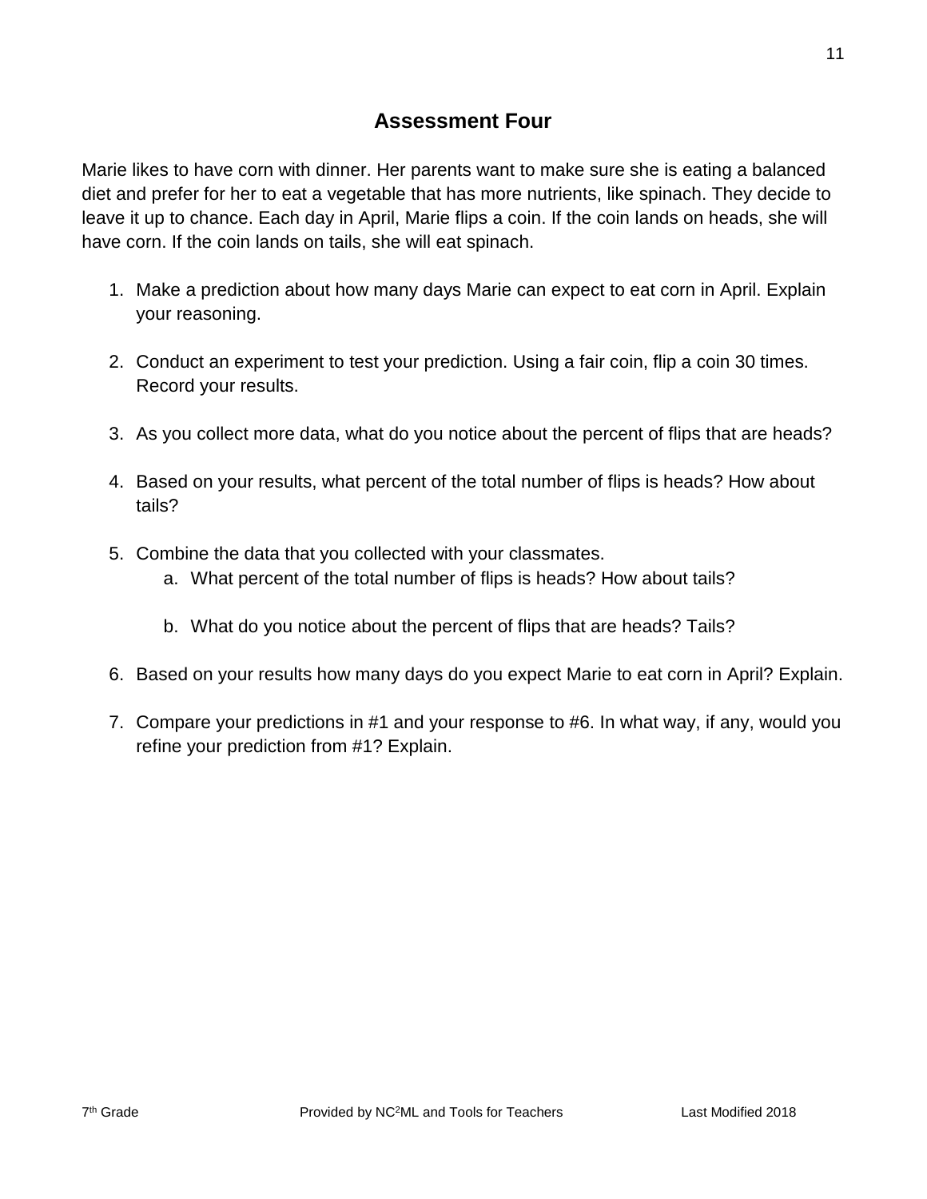## Assessment Four

Marie likes to have corn with dinner. Her parents want to make sure she is eating a balanced diet and prefer for her to eat a vegetable that has more nutrients, like spinach. They decide to leave it up to chance. Each day in April, Marie flips a coin. If the coin lands on heads, she will have corn. If the coin lands on tails, she will eat spinach.

1. Make a prediction about how many days Marie can expect to eat corn in April. Explain your reasoning.

2. Conduct an experiment to test your prediction. Using a fair coin, flip a coin 30 times. Record your results.

3. As you collect more data, what do you notice about the percent of flips that are heads?

4. Based on your results, what percent of the total number of flips is heads? How about tails?

5. Combine the data that you collected with your classmates.
   a. What percent of the total number of flips is heads? How about tails?

   b. What do you notice about the percent of flips that are heads? Tails?

6. Based on your results how many days do you expect Marie to eat corn in April? Explain.

7. Compare your predictions in #1 and your response to #6. In what way, if any, would you refine your prediction from #1? Explain.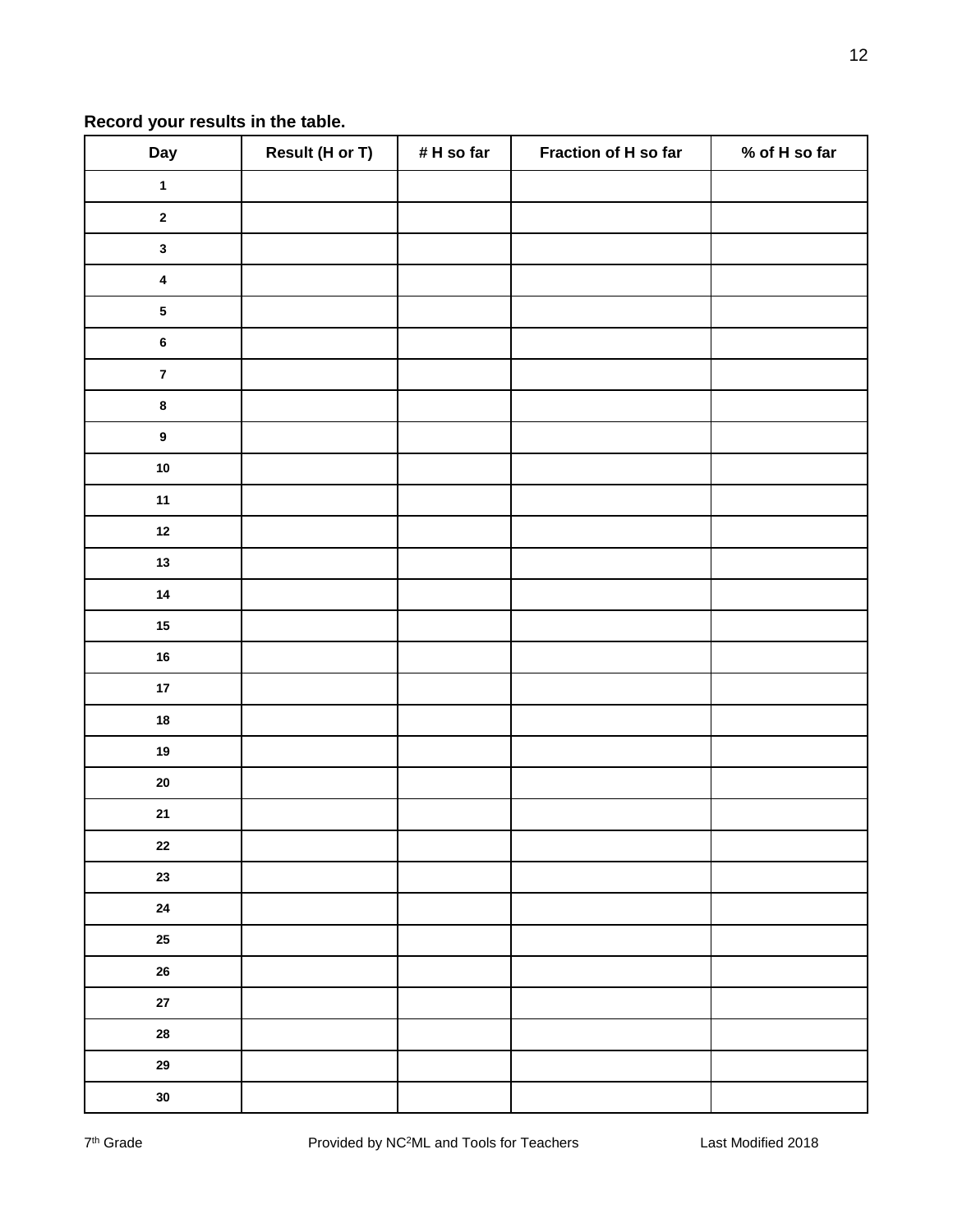**Record your results in the table.**

| Day | Result (H or T) | # H so far | Fraction of H so far | % of H so far |
|---|---|---|---|---|
| 1 | | | | |
| 2 | | | | |
| 3 | | | | |
| 4 | | | | |
| 5 | | | | |
| 6 | | | | |
| 7 | | | | |
| 8 | | | | |
| 9 | | | | |
| 10 | | | | |
| 11 | | | | |
| 12 | | | | |
| 13 | | | | |
| 14 | | | | |
| 15 | | | | |
| 16 | | | | |
| 17 | | | | |
| 18 | | | | |
| 19 | | | | |
| 20 | | | | |
| 21 | | | | |
| 22 | | | | |
| 23 | | | | |
| 24 | | | | |
| 25 | | | | |
| 26 | | | | |
| 27 | | | | |
| 28 | | | | |
| 29 | | | | |
| 30 | | | | |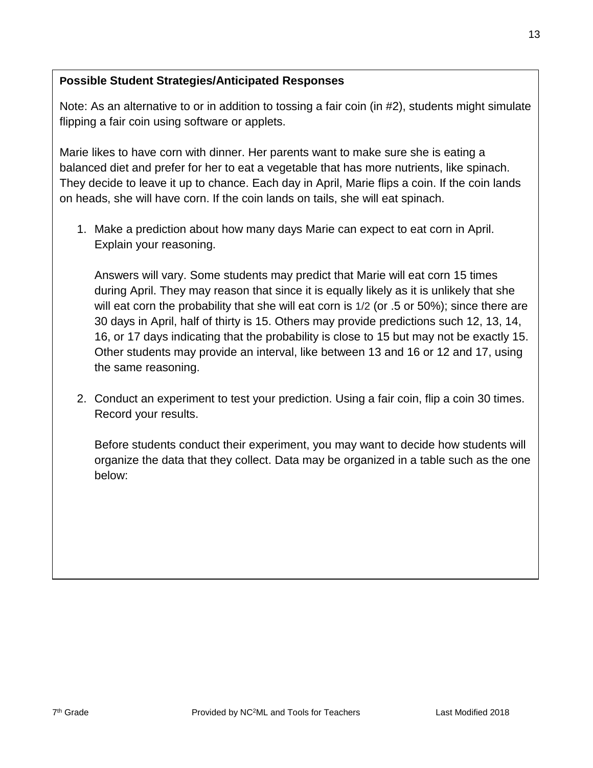**Possible Student Strategies/Anticipated Responses**

Note: As an alternative to or in addition to tossing a fair coin (in #2), students might simulate flipping a fair coin using software or applets.

Marie likes to have corn with dinner. Her parents want to make sure she is eating a balanced diet and prefer for her to eat a vegetable that has more nutrients, like spinach. They decide to leave it up to chance. Each day in April, Marie flips a coin. If the coin lands on heads, she will have corn. If the coin lands on tails, she will eat spinach.

1. Make a prediction about how many days Marie can expect to eat corn in April. Explain your reasoning.

   Answers will vary. Some students may predict that Marie will eat corn 15 times during April. They may reason that since it is equally likely as it is unlikely that she will eat corn the probability that she will eat corn is 1/2 (or .5 or 50%); since there are 30 days in April, half of thirty is 15. Others may provide predictions such 12, 13, 14, 16, or 17 days indicating that the probability is close to 15 but may not be exactly 15. Other students may provide an interval, like between 13 and 16 or 12 and 17, using the same reasoning.

2. Conduct an experiment to test your prediction. Using a fair coin, flip a coin 30 times. Record your results.

   Before students conduct their experiment, you may want to decide how students will organize the data that they collect. Data may be organized in a table such as the one below: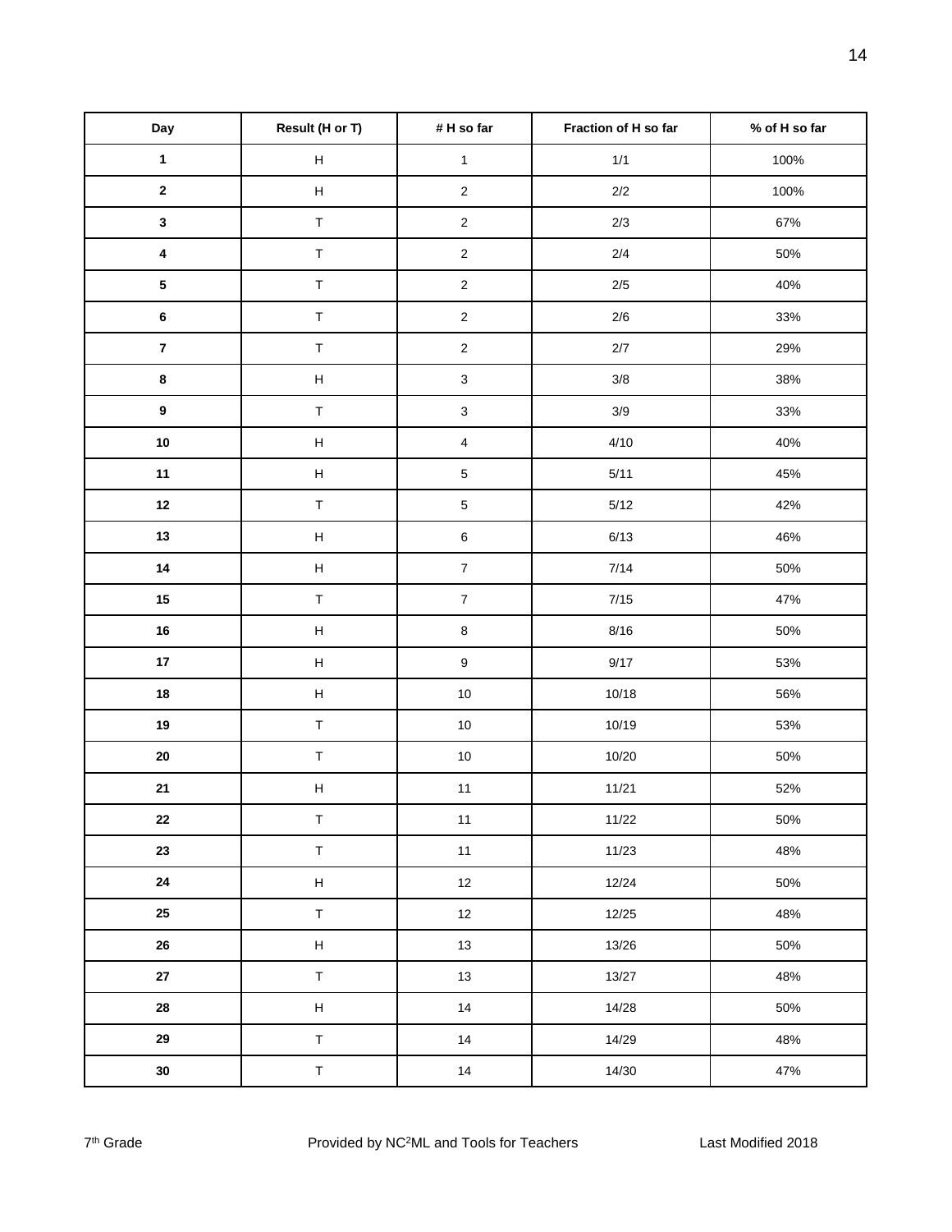| Day | Result (H or T) | # H so far | Fraction of H so far | % of H so far |
| --- | --- | --- | --- | --- |
| **1** | H | 1 | 1/1 | 100% |
| **2** | H | 2 | 2/2 | 100% |
| **3** | T | 2 | 2/3 | 67% |
| **4** | T | 2 | 2/4 | 50% |
| **5** | T | 2 | 2/5 | 40% |
| **6** | T | 2 | 2/6 | 33% |
| **7** | T | 2 | 2/7 | 29% |
| **8** | H | 3 | 3/8 | 38% |
| **9** | T | 3 | 3/9 | 33% |
| **10** | H | 4 | 4/10 | 40% |
| **11** | H | 5 | 5/11 | 45% |
| **12** | T | 5 | 5/12 | 42% |
| **13** | H | 6 | 6/13 | 46% |
| **14** | H | 7 | 7/14 | 50% |
| **15** | T | 7 | 7/15 | 47% |
| **16** | H | 8 | 8/16 | 50% |
| **17** | H | 9 | 9/17 | 53% |
| **18** | H | 10 | 10/18 | 56% |
| **19** | T | 10 | 10/19 | 53% |
| **20** | T | 10 | 10/20 | 50% |
| **21** | H | 11 | 11/21 | 52% |
| **22** | T | 11 | 11/22 | 50% |
| **23** | T | 11 | 11/23 | 48% |
| **24** | H | 12 | 12/24 | 50% |
| **25** | T | 12 | 12/25 | 48% |
| **26** | H | 13 | 13/26 | 50% |
| **27** | T | 13 | 13/27 | 48% |
| **28** | H | 14 | 14/28 | 50% |
| **29** | T | 14 | 14/29 | 48% |
| **30** | T | 14 | 14/30 | 47% |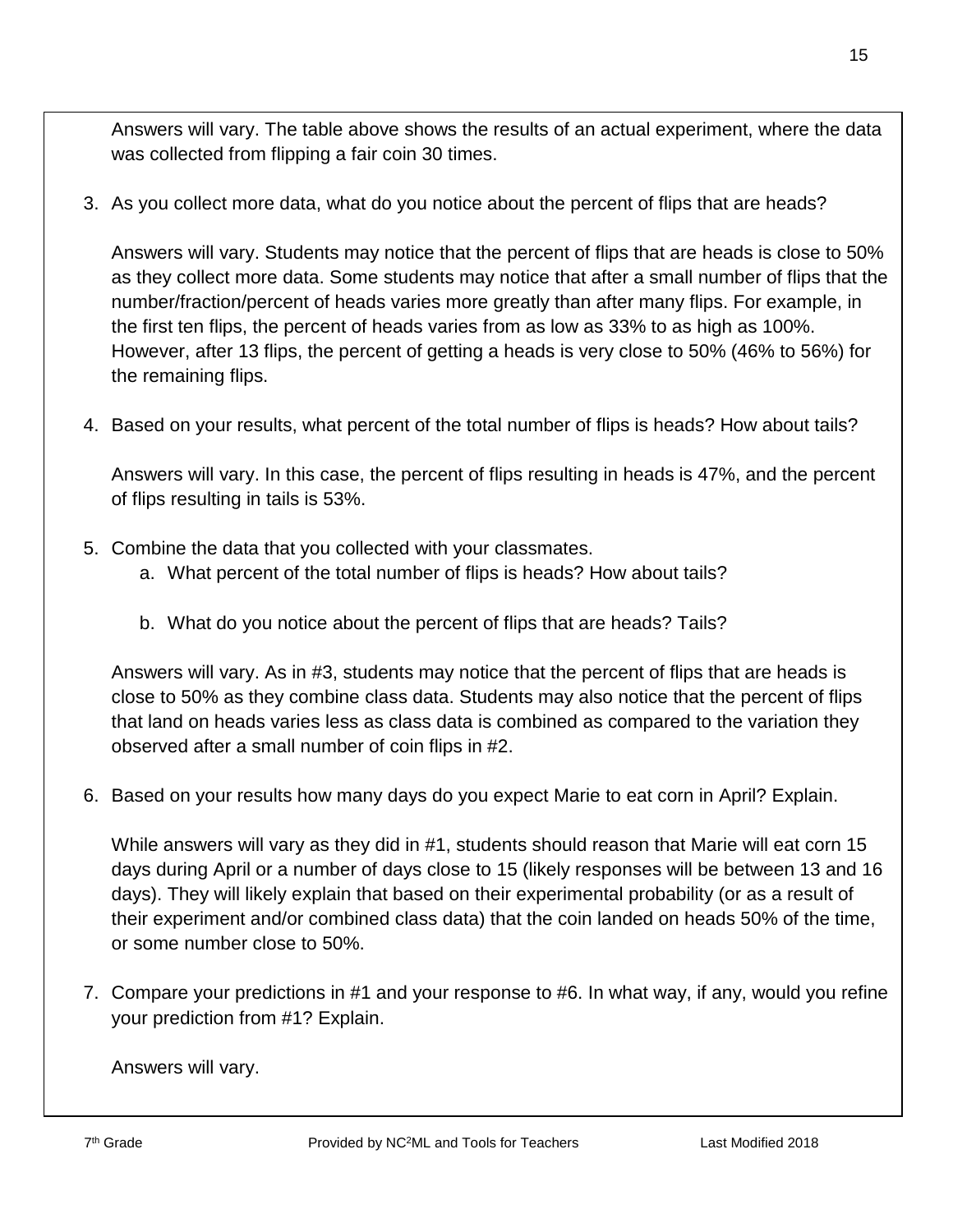Answers will vary. The table above shows the results of an actual experiment, where the data was collected from flipping a fair coin 30 times.

3. As you collect more data, what do you notice about the percent of flips that are heads?

   Answers will vary. Students may notice that the percent of flips that are heads is close to 50% as they collect more data. Some students may notice that after a small number of flips that the number/fraction/percent of heads varies more greatly than after many flips. For example, in the first ten flips, the percent of heads varies from as low as 33% to as high as 100%. However, after 13 flips, the percent of getting a heads is very close to 50% (46% to 56%) for the remaining flips.

4. Based on your results, what percent of the total number of flips is heads? How about tails?

   Answers will vary. In this case, the percent of flips resulting in heads is 47%, and the percent of flips resulting in tails is 53%.

5. Combine the data that you collected with your classmates.
   a. What percent of the total number of flips is heads? How about tails?

   b. What do you notice about the percent of flips that are heads? Tails?

   Answers will vary. As in #3, students may notice that the percent of flips that are heads is close to 50% as they combine class data. Students may also notice that the percent of flips that land on heads varies less as class data is combined as compared to the variation they observed after a small number of coin flips in #2.

6. Based on your results how many days do you expect Marie to eat corn in April? Explain.

   While answers will vary as they did in #1, students should reason that Marie will eat corn 15 days during April or a number of days close to 15 (likely responses will be between 13 and 16 days). They will likely explain that based on their experimental probability (or as a result of their experiment and/or combined class data) that the coin landed on heads 50% of the time, or some number close to 50%.

7. Compare your predictions in #1 and your response to #6. In what way, if any, would you refine your prediction from #1? Explain.

   Answers will vary.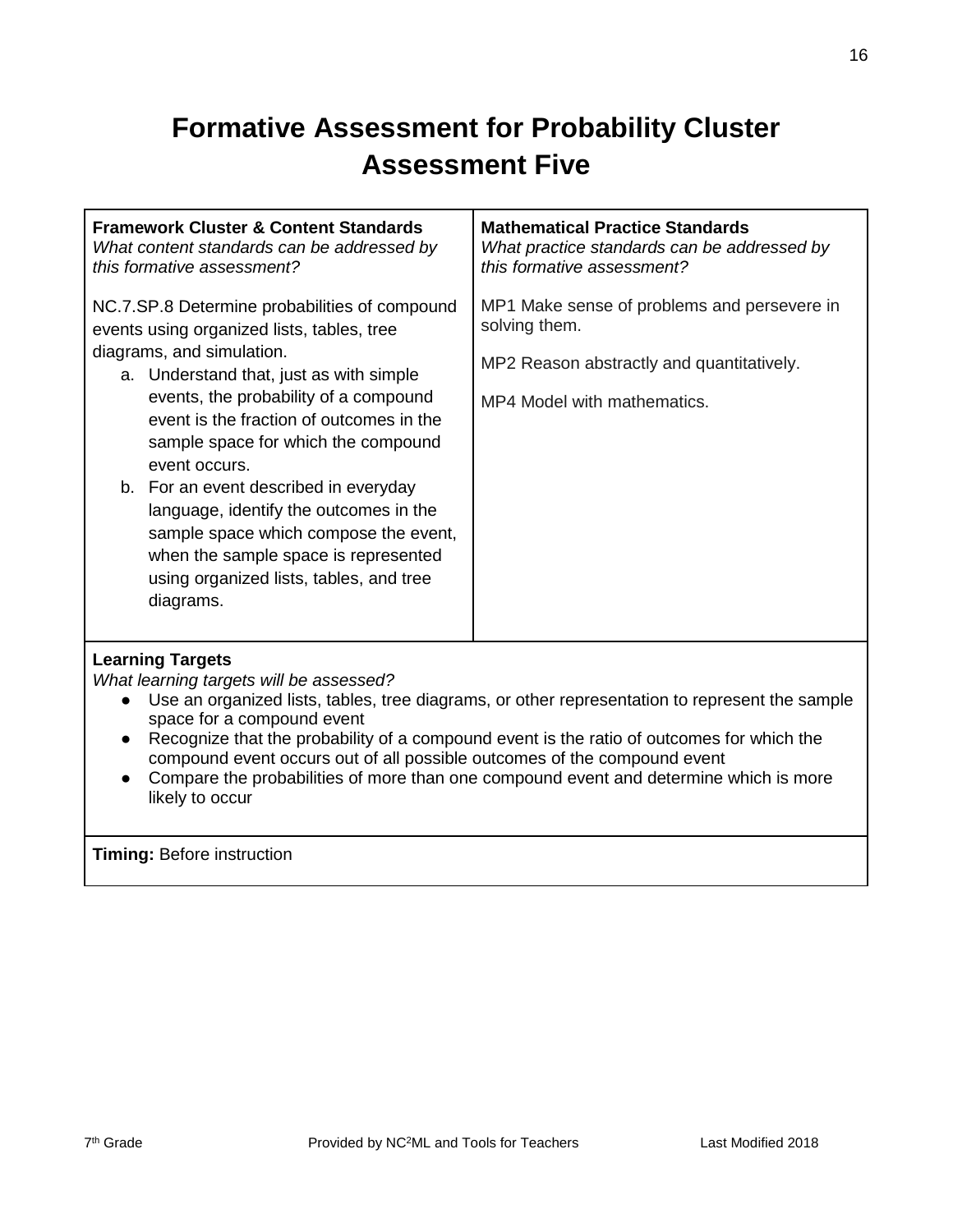# Formative Assessment for Probability Cluster
# Assessment Five

| **Framework Cluster & Content Standards**<br>*What content standards can be addressed by this formative assessment?* | **Mathematical Practice Standards**<br>*What practice standards can be addressed by this formative assessment?* |
|---|---|
| NC.7.SP.8 Determine probabilities of compound events using organized lists, tables, tree diagrams, and simulation.<br>a. Understand that, just as with simple events, the probability of a compound event is the fraction of outcomes in the sample space for which the compound event occurs.<br>b. For an event described in everyday language, identify the outcomes in the sample space which compose the event, when the sample space is represented using organized lists, tables, and tree diagrams. | MP1 Make sense of problems and persevere in solving them.<br><br>MP2 Reason abstractly and quantitatively.<br><br>MP4 Model with mathematics. |

**Learning Targets**

*What learning targets will be assessed?*

- Use an organized lists, tables, tree diagrams, or other representation to represent the sample space for a compound event
- Recognize that the probability of a compound event is the ratio of outcomes for which the compound event occurs out of all possible outcomes of the compound event
- Compare the probabilities of more than one compound event and determine which is more likely to occur

**Timing:** Before instruction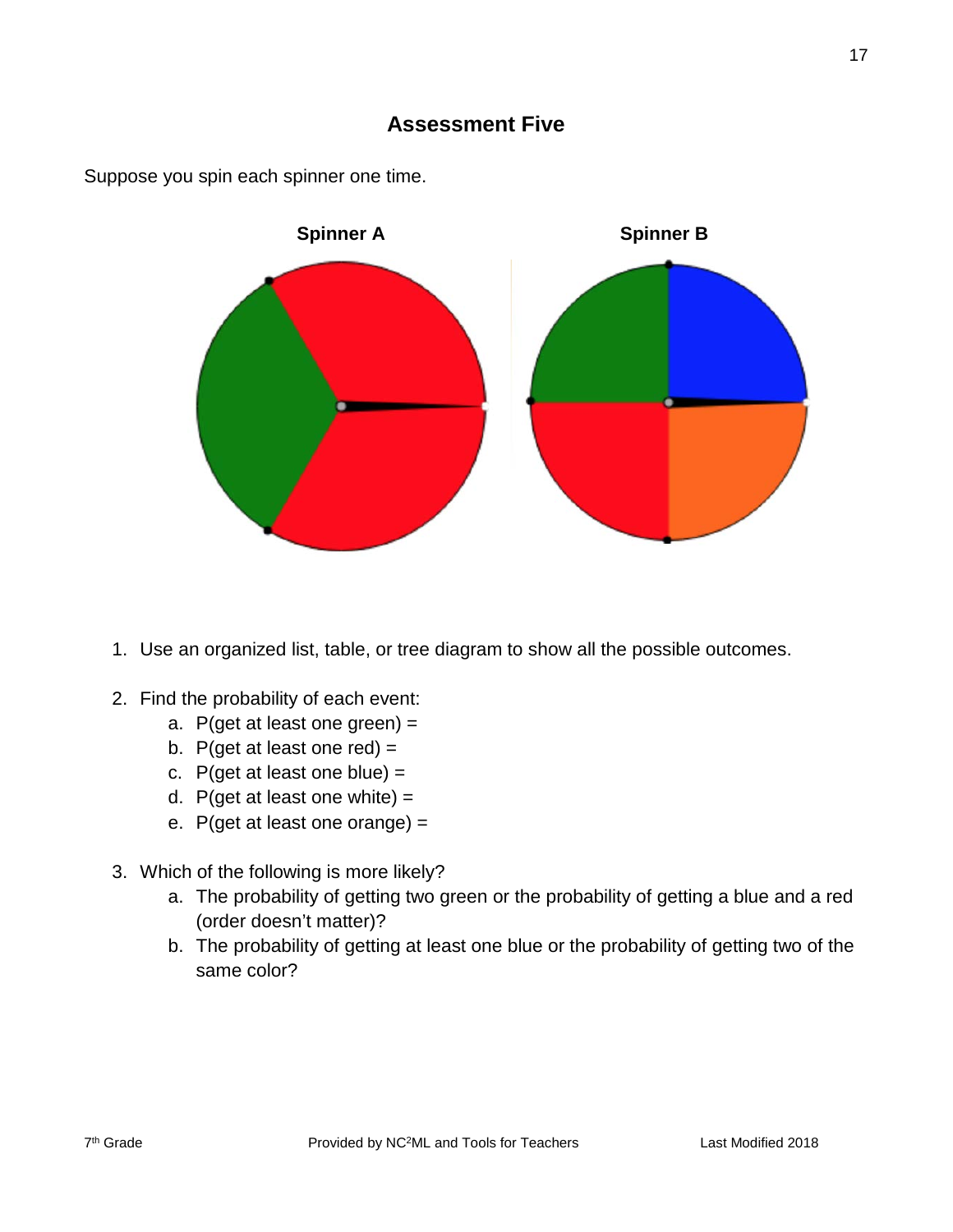## Assessment Five

Suppose you spin each spinner one time.

**Spinner A** **Spinner B**

1. Use an organized list, table, or tree diagram to show all the possible outcomes.

2. Find the probability of each event:
   a. P(get at least one green) =
   b. P(get at least one red) =
   c. P(get at least one blue) =
   d. P(get at least one white) =
   e. P(get at least one orange) =

3. Which of the following is more likely?
   a. The probability of getting two green or the probability of getting a blue and a red (order doesn't matter)?
   b. The probability of getting at least one blue or the probability of getting two of the same color?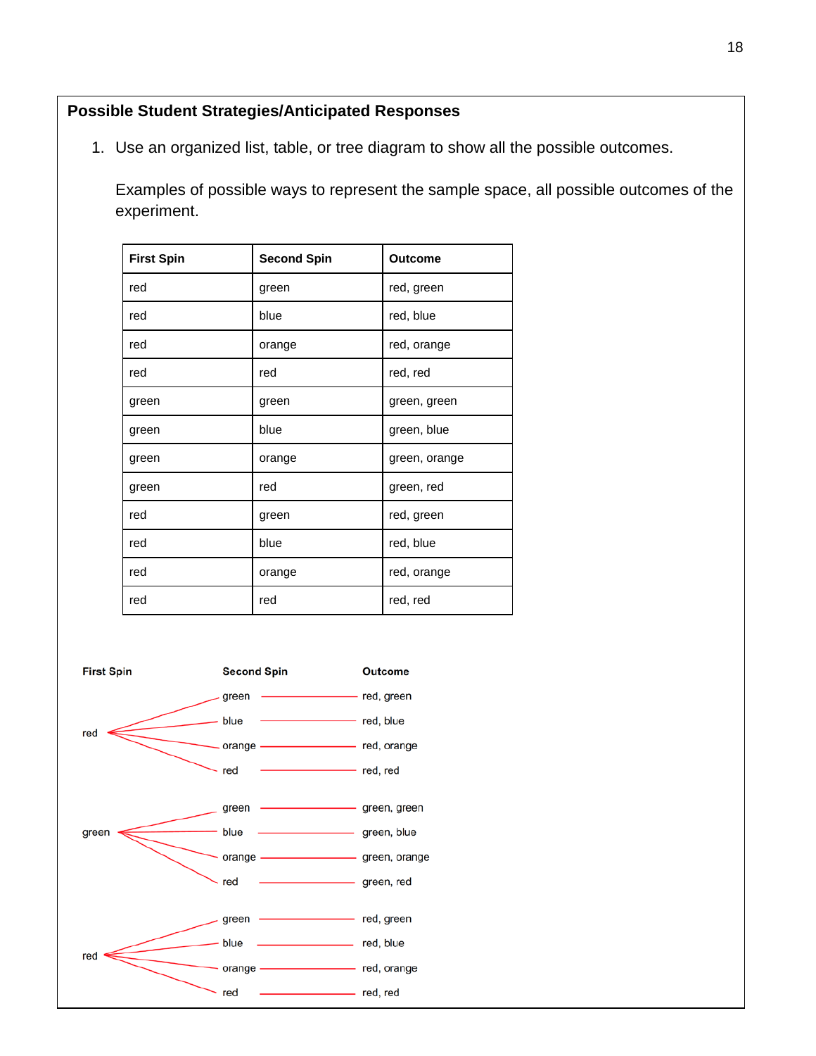## Possible Student Strategies/Anticipated Responses

1. Use an organized list, table, or tree diagram to show all the possible outcomes.

   Examples of possible ways to represent the sample space, all possible outcomes of the experiment.

| First Spin | Second Spin | Outcome |
|---|---|---|
| red | green | red, green |
| red | blue | red, blue |
| red | orange | red, orange |
| red | red | red, red |
| green | green | green, green |
| green | blue | green, blue |
| green | orange | green, orange |
| green | red | green, red |
| red | green | red, green |
| red | blue | red, blue |
| red | orange | red, orange |
| red | red | red, red |

| First Spin | Second Spin | Outcome |
|---|---|---|
| red | green | red, green |
| | blue | red, blue |
| | orange | red, orange |
| | red | red, red |
| green | green | green, green |
| | blue | green, blue |
| | orange | green, orange |
| | red | green, red |
| red | green | red, green |
| | blue | red, blue |
| | orange | red, orange |
| | red | red, red |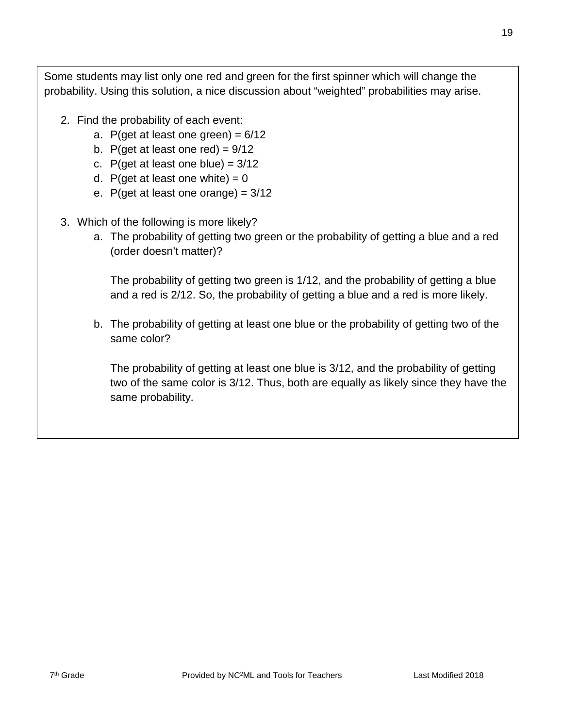Some students may list only one red and green for the first spinner which will change the probability. Using this solution, a nice discussion about “weighted” probabilities may arise.

2. Find the probability of each event:
   a. P(get at least one green) = 6/12
   b. P(get at least one red) = 9/12
   c. P(get at least one blue) = 3/12
   d. P(get at least one white) = 0
   e. P(get at least one orange) = 3/12

3. Which of the following is more likely?
   a. The probability of getting two green or the probability of getting a blue and a red (order doesn’t matter)?

      The probability of getting two green is 1/12, and the probability of getting a blue and a red is 2/12. So, the probability of getting a blue and a red is more likely.

   b. The probability of getting at least one blue or the probability of getting two of the same color?

      The probability of getting at least one blue is 3/12, and the probability of getting two of the same color is 3/12. Thus, both are equally as likely since they have the same probability.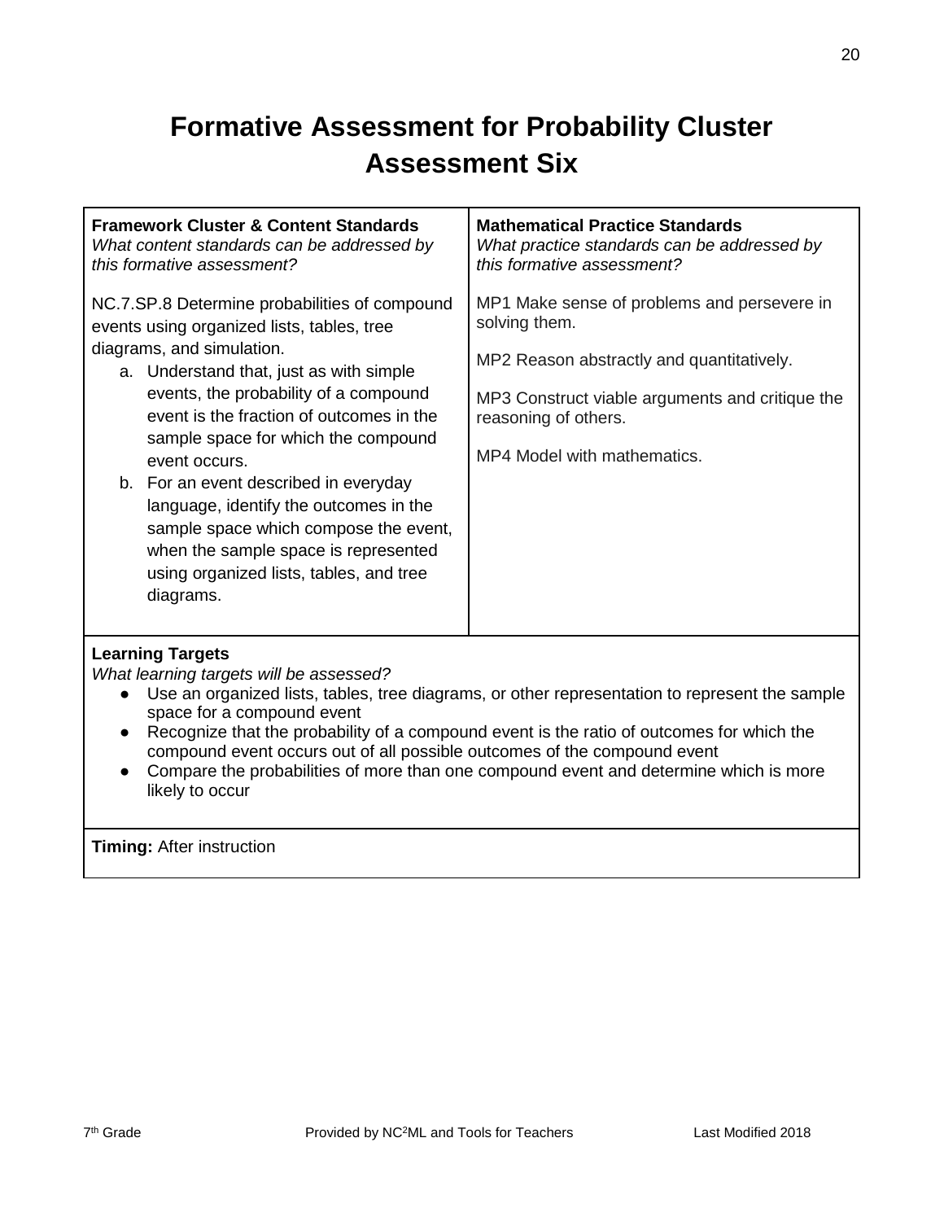# Formative Assessment for Probability Cluster Assessment Six

| **Framework Cluster & Content Standards** *What content standards can be addressed by this formative assessment?* | **Mathematical Practice Standards** *What practice standards can be addressed by this formative assessment?* |
| --- | --- |
| NC.7.SP.8 Determine probabilities of compound events using organized lists, tables, tree diagrams, and simulation.<br>a. Understand that, just as with simple events, the probability of a compound event is the fraction of outcomes in the sample space for which the compound event occurs.<br>b. For an event described in everyday language, identify the outcomes in the sample space which compose the event, when the sample space is represented using organized lists, tables, and tree diagrams. | MP1 Make sense of problems and persevere in solving them.<br><br>MP2 Reason abstractly and quantitatively.<br><br>MP3 Construct viable arguments and critique the reasoning of others.<br><br>MP4 Model with mathematics. |

**Learning Targets**
*What learning targets will be assessed?*

- Use an organized lists, tables, tree diagrams, or other representation to represent the sample space for a compound event
- Recognize that the probability of a compound event is the ratio of outcomes for which the compound event occurs out of all possible outcomes of the compound event
- Compare the probabilities of more than one compound event and determine which is more likely to occur

**Timing:** After instruction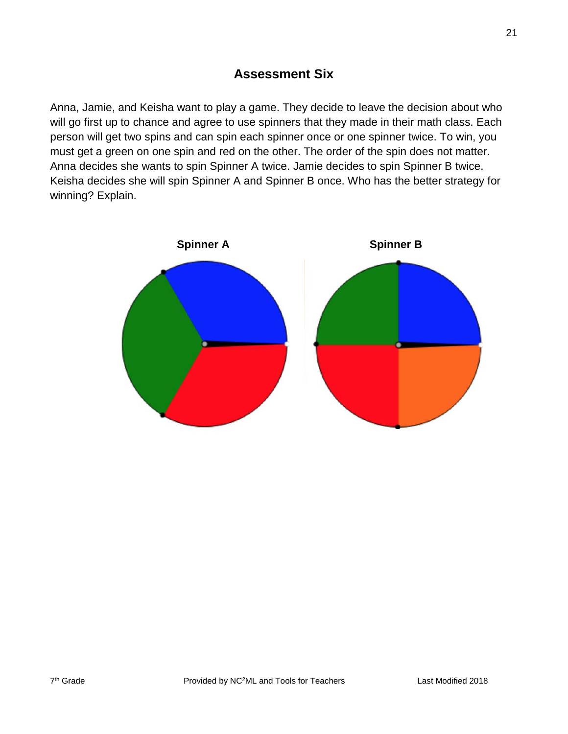## Assessment Six

Anna, Jamie, and Keisha want to play a game. They decide to leave the decision about who will go first up to chance and agree to use spinners that they made in their math class. Each person will get two spins and can spin each spinner once or one spinner twice. To win, you must get a green on one spin and red on the other. The order of the spin does not matter. Anna decides she wants to spin Spinner A twice. Jamie decides to spin Spinner B twice. Keisha decides she will spin Spinner A and Spinner B once. Who has the better strategy for winning? Explain.

**Spinner A** **Spinner B**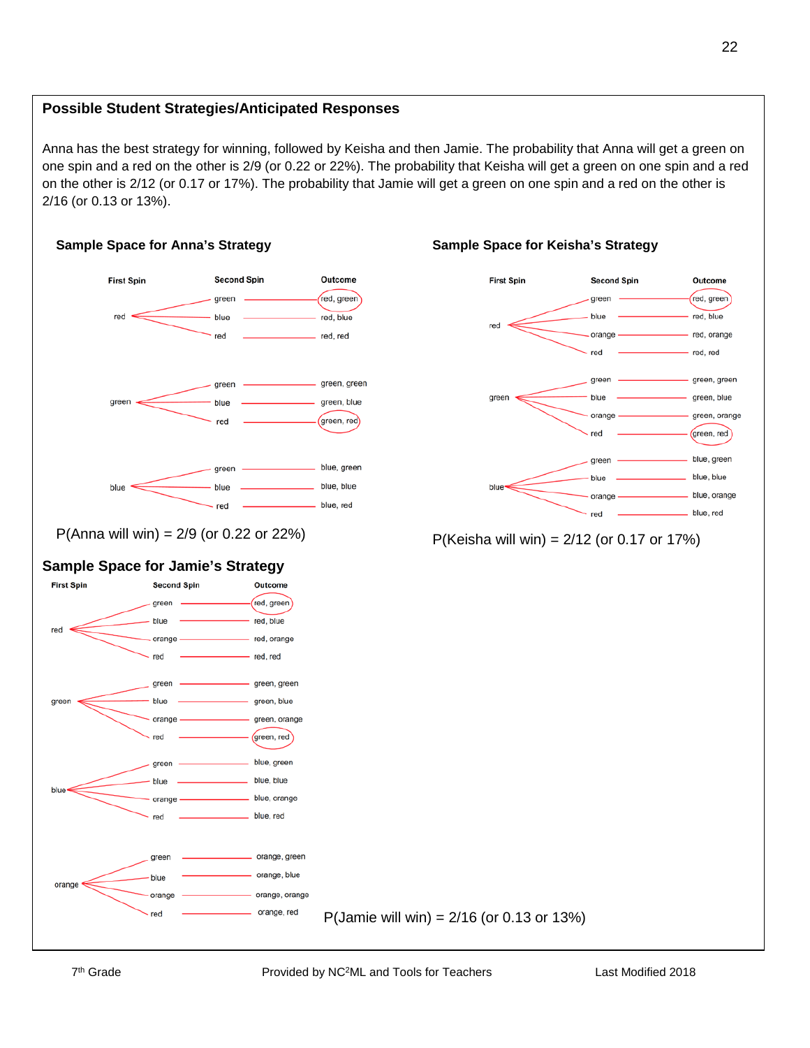### Possible Student Strategies/Anticipated Responses

Anna has the best strategy for winning, followed by Keisha and then Jamie. The probability that Anna will get a green on one spin and a red on the other is 2/9 (or 0.22 or 22%). The probability that Keisha will get a green on one spin and a red on the other is 2/12 (or 0.17 or 17%). The probability that Jamie will get a green on one spin and a red on the other is 2/16 (or 0.13 or 13%).

**Sample Space for Anna's Strategy**

| First Spin | Second Spin | Outcome |
|---|---|---|
| red | green | (red, green) |
| | blue | red, blue |
| | red | red, red |
| green | green | green, green |
| | blue | green, blue |
| | red | (green, red) |
| blue | green | blue, green |
| | blue | blue, blue |
| | red | blue, red |

P(Anna will win) = 2/9 (or 0.22 or 22%)

**Sample Space for Keisha's Strategy**

| First Spin | Second Spin | Outcome |
|---|---|---|
| red | green | (red, green) |
| | blue | red, blue |
| | orange | red, orange |
| | red | red, red |
| green | green | green, green |
| | blue | green, blue |
| | orange | green, orange |
| | red | (green, red) |
| blue | green | blue, green |
| | blue | blue, blue |
| | orange | blue, orange |
| | red | blue, red |

P(Keisha will win) = 2/12 (or 0.17 or 17%)

**Sample Space for Jamie's Strategy**

| First Spin | Second Spin | Outcome |
|---|---|---|
| red | green | (red, green) |
| | blue | red, blue |
| | orange | red, orange |
| | red | red, red |
| green | green | green, green |
| | blue | green, blue |
| | orange | green, orange |
| | red | (green, red) |
| blue | green | blue, green |
| | blue | blue, blue |
| | orange | blue, orange |
| | red | blue, red |
| orange | green | orange, green |
| | blue | orange, blue |
| | orange | orange, orange |
| | red | orange, red |

P(Jamie will win) = 2/16 (or 0.13 or 13%)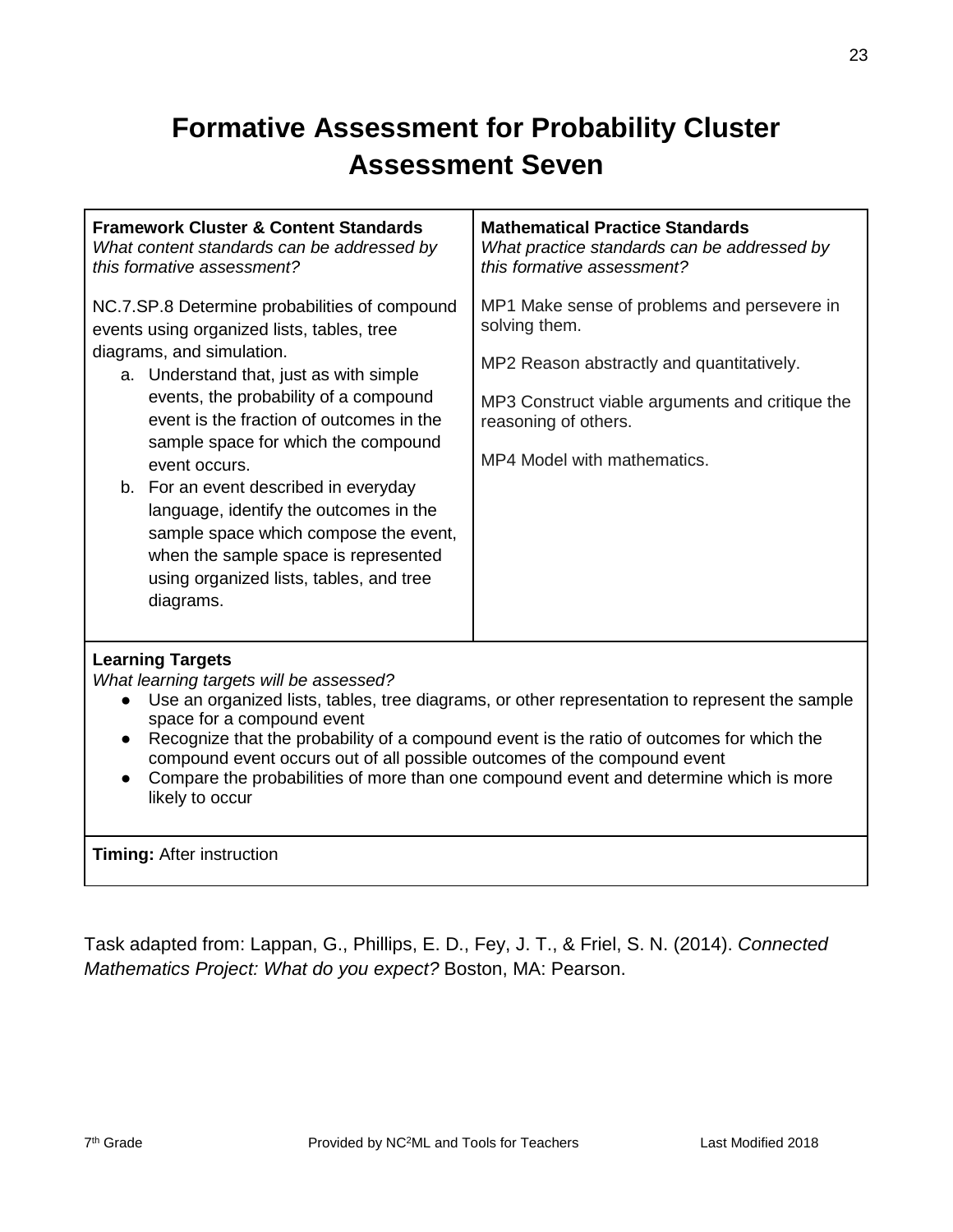# Formative Assessment for Probability Cluster Assessment Seven

| **Framework Cluster & Content Standards** *What content standards can be addressed by this formative assessment?* | **Mathematical Practice Standards** *What practice standards can be addressed by this formative assessment?* |
|---|---|
| NC.7.SP.8 Determine probabilities of compound events using organized lists, tables, tree diagrams, and simulation.<br>a. Understand that, just as with simple events, the probability of a compound event is the fraction of outcomes in the sample space for which the compound event occurs.<br>b. For an event described in everyday language, identify the outcomes in the sample space which compose the event, when the sample space is represented using organized lists, tables, and tree diagrams. | MP1 Make sense of problems and persevere in solving them.<br><br>MP2 Reason abstractly and quantitatively.<br><br>MP3 Construct viable arguments and critique the reasoning of others.<br><br>MP4 Model with mathematics. |

**Learning Targets**
*What learning targets will be assessed?*

- Use an organized lists, tables, tree diagrams, or other representation to represent the sample space for a compound event
- Recognize that the probability of a compound event is the ratio of outcomes for which the compound event occurs out of all possible outcomes of the compound event
- Compare the probabilities of more than one compound event and determine which is more likely to occur

**Timing:** After instruction

Task adapted from: Lappan, G., Phillips, E. D., Fey, J. T., & Friel, S. N. (2014). *Connected Mathematics Project: What do you expect?* Boston, MA: Pearson.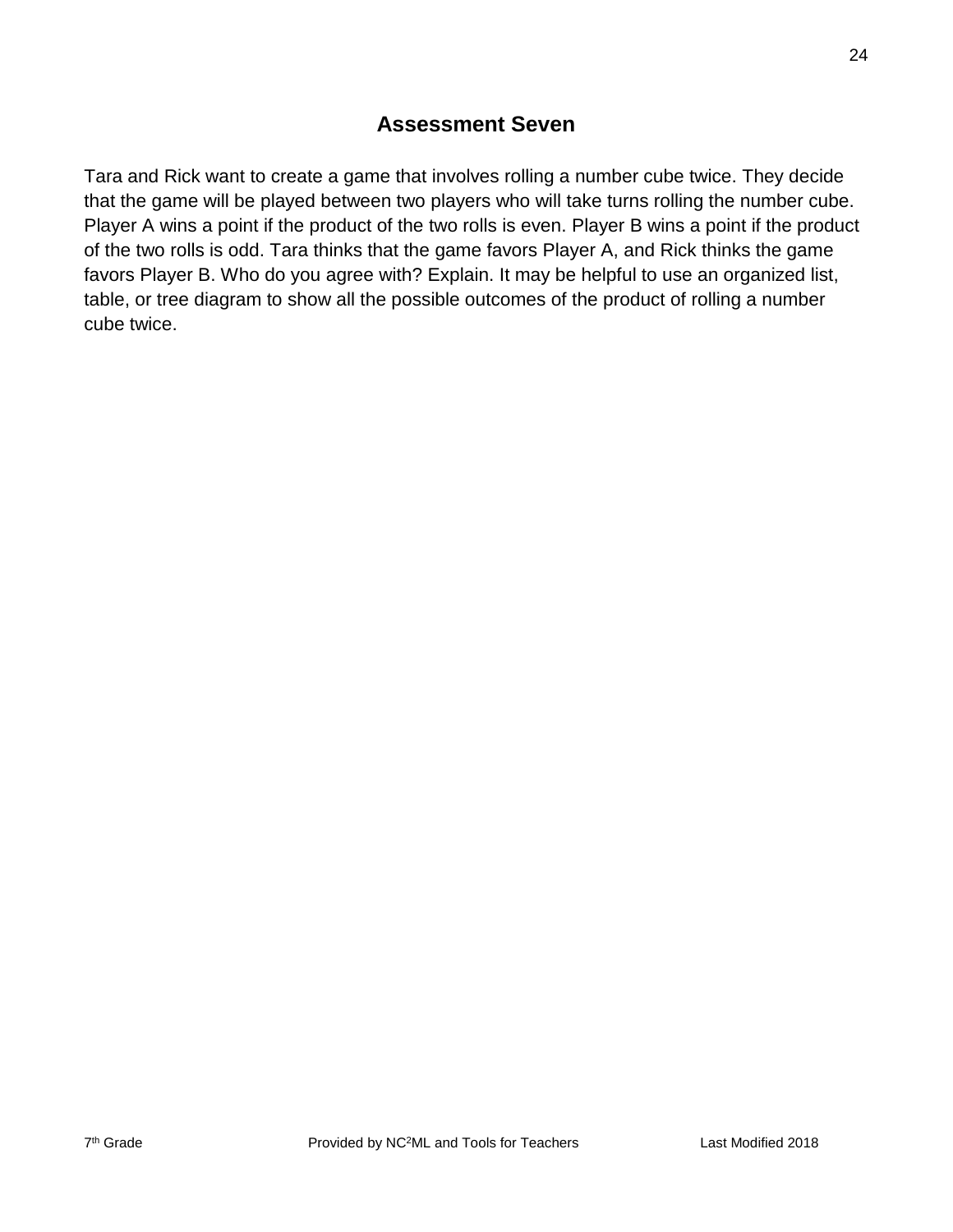## Assessment Seven

Tara and Rick want to create a game that involves rolling a number cube twice. They decide that the game will be played between two players who will take turns rolling the number cube. Player A wins a point if the product of the two rolls is even. Player B wins a point if the product of the two rolls is odd. Tara thinks that the game favors Player A, and Rick thinks the game favors Player B. Who do you agree with? Explain. It may be helpful to use an organized list, table, or tree diagram to show all the possible outcomes of the product of rolling a number cube twice.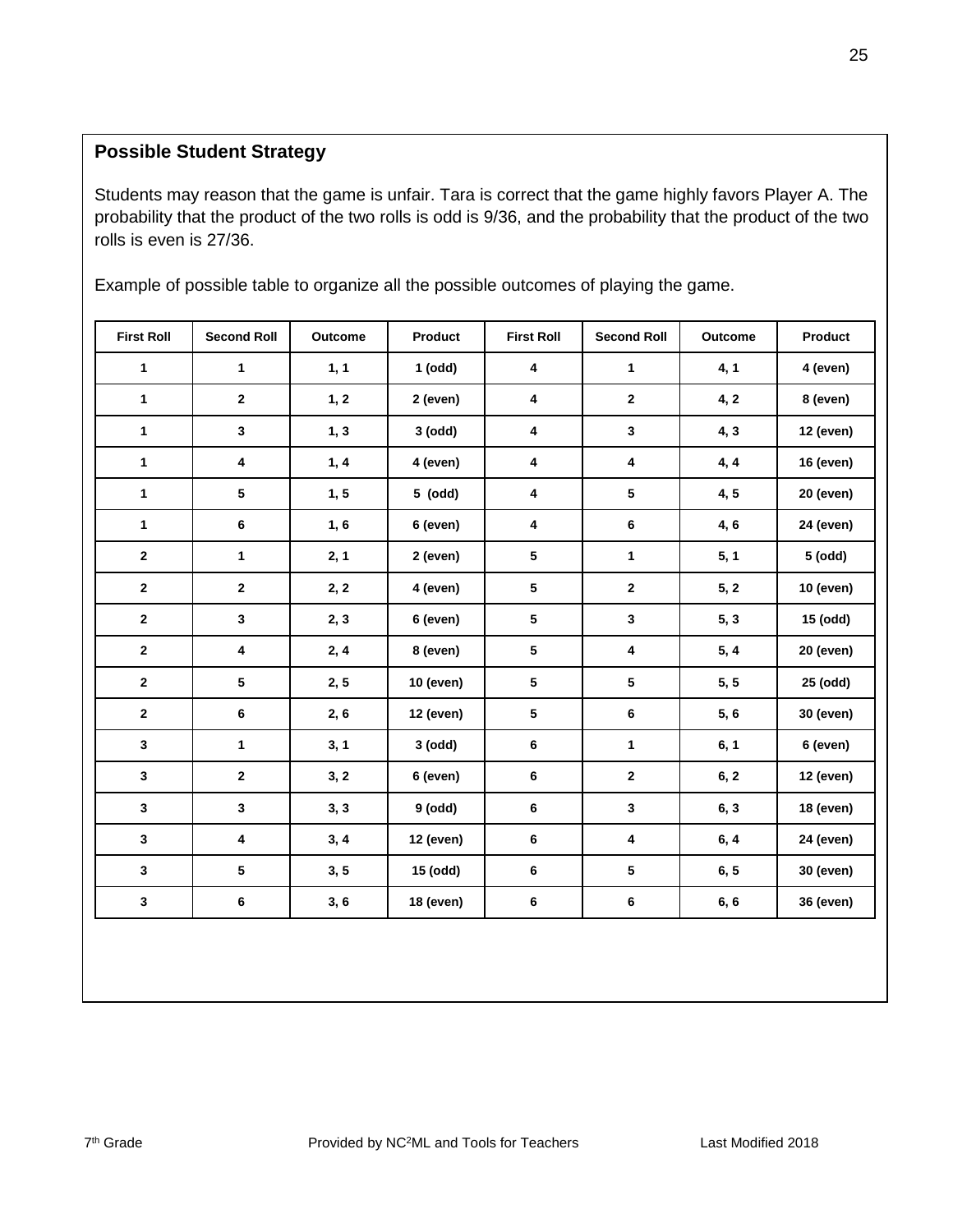## Possible Student Strategy

Students may reason that the game is unfair. Tara is correct that the game highly favors Player A. The probability that the product of the two rolls is odd is 9/36, and the probability that the product of the two rolls is even is 27/36.

Example of possible table to organize all the possible outcomes of playing the game.

| First Roll | Second Roll | Outcome | Product | First Roll | Second Roll | Outcome | Product |
|---|---|---|---|---|---|---|---|
| 1 | 1 | 1, 1 | 1 (odd) | 4 | 1 | 4, 1 | 4 (even) |
| 1 | 2 | 1, 2 | 2 (even) | 4 | 2 | 4, 2 | 8 (even) |
| 1 | 3 | 1, 3 | 3 (odd) | 4 | 3 | 4, 3 | 12 (even) |
| 1 | 4 | 1, 4 | 4 (even) | 4 | 4 | 4, 4 | 16 (even) |
| 1 | 5 | 1, 5 | 5 (odd) | 4 | 5 | 4, 5 | 20 (even) |
| 1 | 6 | 1, 6 | 6 (even) | 4 | 6 | 4, 6 | 24 (even) |
| 2 | 1 | 2, 1 | 2 (even) | 5 | 1 | 5, 1 | 5 (odd) |
| 2 | 2 | 2, 2 | 4 (even) | 5 | 2 | 5, 2 | 10 (even) |
| 2 | 3 | 2, 3 | 6 (even) | 5 | 3 | 5, 3 | 15 (odd) |
| 2 | 4 | 2, 4 | 8 (even) | 5 | 4 | 5, 4 | 20 (even) |
| 2 | 5 | 2, 5 | 10 (even) | 5 | 5 | 5, 5 | 25 (odd) |
| 2 | 6 | 2, 6 | 12 (even) | 5 | 6 | 5, 6 | 30 (even) |
| 3 | 1 | 3, 1 | 3 (odd) | 6 | 1 | 6, 1 | 6 (even) |
| 3 | 2 | 3, 2 | 6 (even) | 6 | 2 | 6, 2 | 12 (even) |
| 3 | 3 | 3, 3 | 9 (odd) | 6 | 3 | 6, 3 | 18 (even) |
| 3 | 4 | 3, 4 | 12 (even) | 6 | 4 | 6, 4 | 24 (even) |
| 3 | 5 | 3, 5 | 15 (odd) | 6 | 5 | 6, 5 | 30 (even) |
| 3 | 6 | 3, 6 | 18 (even) | 6 | 6 | 6, 6 | 36 (even) |